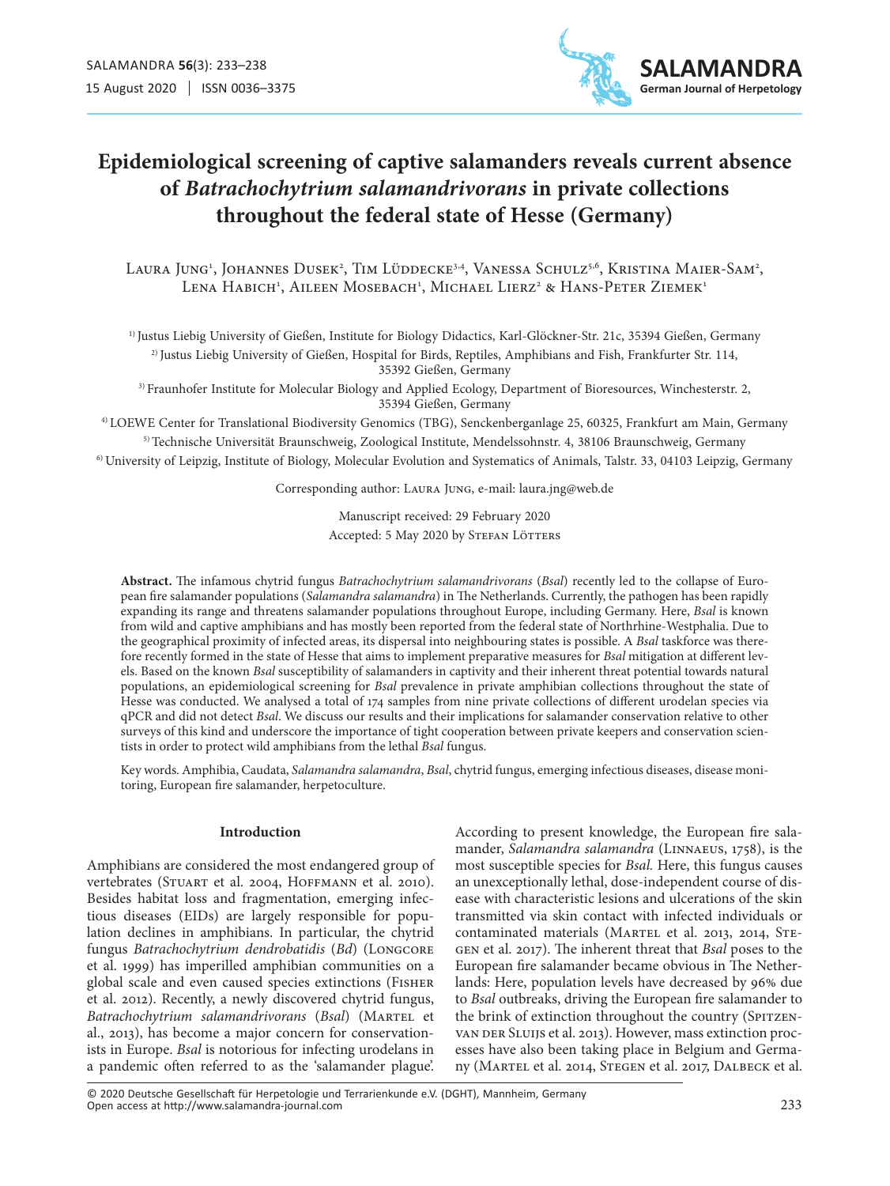# Epidemiological screening of captive salamanders reveals current absence of *Batrachochytrium salamandrivorans* in private collections throughout the federal state of Hesse (Germany)

Laura Jung[1], Johannes Dusek[2], Tim Lüddecke[3,4], Vanessa Schulz[5,6], Kristina Maier-Sam[2], Lena Habich[1], Aileen Mosebach[1], Michael Lierz[2] & Hans-Peter Ziemek[1]

[1] Justus Liebig University of Gießen, Institute for Biology Didactics, Karl-Glöckner-Str. 21c, 35394 Gießen, Germany

[2] Justus Liebig University of Gießen, Hospital for Birds, Reptiles, Amphibians and Fish, Frankfurter Str. 114, 35392 Gießen, Germany

[3] Fraunhofer Institute for Molecular Biology and Applied Ecology, Department of Bioresources, Winchesterstr. 2, 35394 Gießen, Germany

[4] LOEWE Center for Translational Biodiversity Genomics (TBG), Senckenberganlage 25, 60325, Frankfurt am Main, Germany

[5] Technische Universität Braunschweig, Zoological Institute, Mendelssohnstr. 4, 38106 Braunschweig, Germany

[6] University of Leipzig, Institute of Biology, Molecular Evolution and Systematics of Animals, Talstr. 33, 04103 Leipzig, Germany

Corresponding author: Laura Jung, e-mail: laura.jng@web.de

Manuscript received: 29 February 2020

Accepted: 5 May 2020 by Stefan Lötters

**Abstract.** The infamous chytrid fungus *Batrachochytrium salamandrivorans* (*Bsal*) recently led to the collapse of European fire salamander populations (*Salamandra salamandra*) in The Netherlands. Currently, the pathogen has been rapidly expanding its range and threatens salamander populations throughout Europe, including Germany. Here, *Bsal* is known from wild and captive amphibians and has mostly been reported from the federal state of Northrhine-Westphalia. Due to the geographical proximity of infected areas, its dispersal into neighbouring states is possible. A *Bsal* taskforce was therefore recently formed in the state of Hesse that aims to implement preparative measures for *Bsal* mitigation at different levels. Based on the known *Bsal* susceptibility of salamanders in captivity and their inherent threat potential towards natural populations, an epidemiological screening for *Bsal* prevalence in private amphibian collections throughout the state of Hesse was conducted. We analysed a total of 174 samples from nine private collections of different urodelan species via qPCR and did not detect *Bsal*. We discuss our results and their implications for salamander conservation relative to other surveys of this kind and underscore the importance of tight cooperation between private keepers and conservation scientists in order to protect wild amphibians from the lethal *Bsal* fungus.

Key words. Amphibia, Caudata, *Salamandra salamandra*, *Bsal*, chytrid fungus, emerging infectious diseases, disease monitoring, European fire salamander, herpetoculture.

## Introduction

Amphibians are considered the most endangered group of vertebrates (Stuart et al. 2004, Hoffmann et al. 2010). Besides habitat loss and fragmentation, emerging infectious diseases (EIDs) are largely responsible for population declines in amphibians. In particular, the chytrid fungus *Batrachochytrium dendrobatidis* (*Bd*) (Longcore et al. 1999) has imperilled amphibian communities on a global scale and even caused species extinctions (Fisher et al. 2012). Recently, a newly discovered chytrid fungus, *Batrachochytrium salamandrivorans* (*Bsal*) (Martel et al., 2013), has become a major concern for conservationists in Europe. *Bsal* is notorious for infecting urodelans in a pandemic often referred to as the 'salamander plague'. According to present knowledge, the European fire salamander, *Salamandra salamandra* (Linnaeus, 1758), is the most susceptible species for *Bsal.* Here, this fungus causes an unexceptionally lethal, dose-independent course of disease with characteristic lesions and ulcerations of the skin transmitted via skin contact with infected individuals or contaminated materials (Martel et al. 2013, 2014, Stegen et al. 2017). The inherent threat that *Bsal* poses to the European fire salamander became obvious in The Netherlands: Here, population levels have decreased by 96% due to *Bsal* outbreaks, driving the European fire salamander to the brink of extinction throughout the country (Spitzen-van der Sluijs et al. 2013). However, mass extinction processes have also been taking place in Belgium and Germany (Martel et al. 2014, Stegen et al. 2017, Dalbeck et al.

© 2020 Deutsche Gesellschaft für Herpetologie und Terrarienkunde e.V. (DGHT), Mannheim, Germany
Open access at http://www.salamandra-journal.com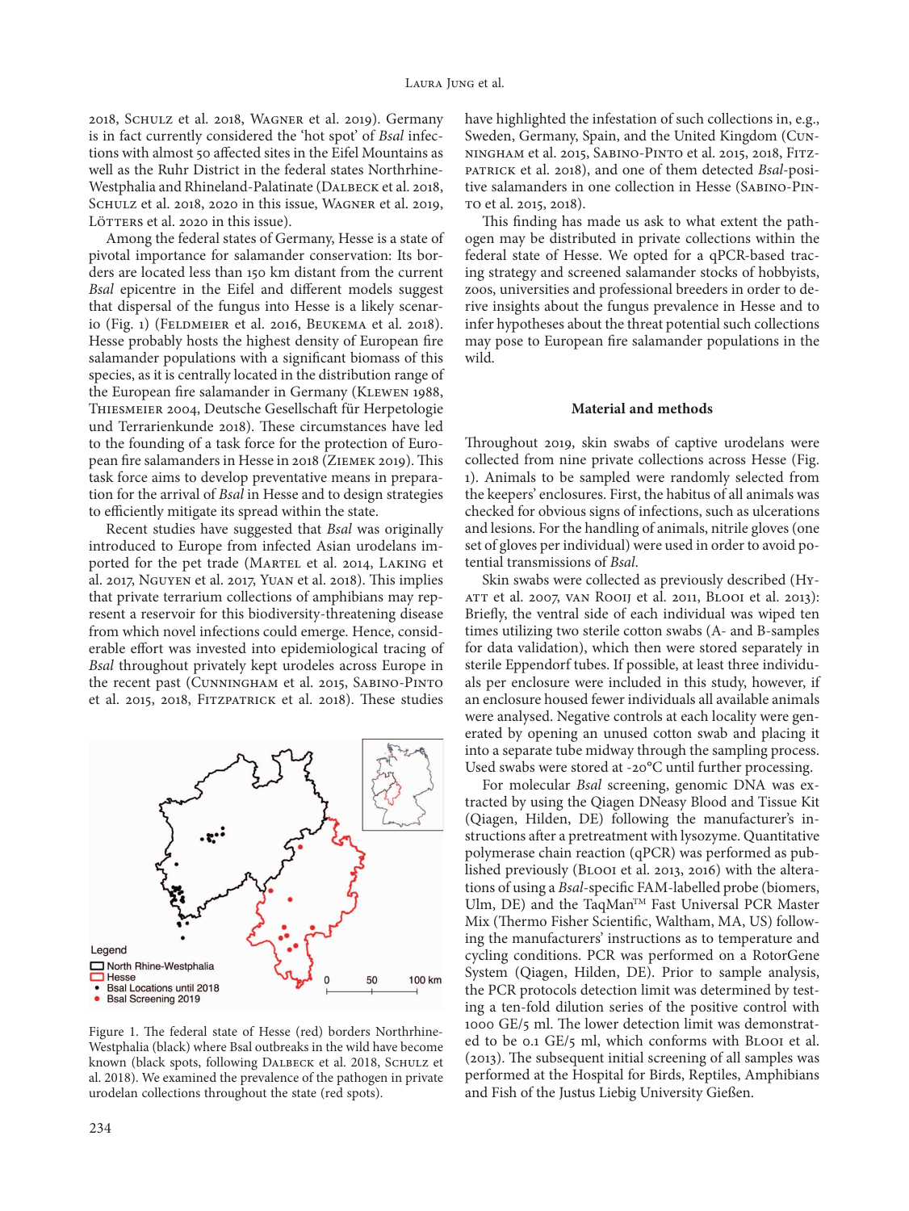2018, Schulz et al. 2018, Wagner et al. 2019). Germany is in fact currently considered the 'hot spot' of *Bsal* infections with almost 50 affected sites in the Eifel Mountains as well as the Ruhr District in the federal states Northrhine-Westphalia and Rhineland-Palatinate (Dalbeck et al. 2018, Schulz et al. 2018, 2020 in this issue, Wagner et al. 2019, Lötters et al. 2020 in this issue).

Among the federal states of Germany, Hesse is a state of pivotal importance for salamander conservation: Its borders are located less than 150 km distant from the current *Bsal* epicentre in the Eifel and different models suggest that dispersal of the fungus into Hesse is a likely scenario (Fig. 1) (Feldmeier et al. 2016, Beukema et al. 2018). Hesse probably hosts the highest density of European fire salamander populations with a significant biomass of this species, as it is centrally located in the distribution range of the European fire salamander in Germany (Klewen 1988, Thiesmeier 2004, Deutsche Gesellschaft für Herpetologie und Terrarienkunde 2018). These circumstances have led to the founding of a task force for the protection of European fire salamanders in Hesse in 2018 (Ziemek 2019). This task force aims to develop preventative means in preparation for the arrival of *Bsal* in Hesse and to design strategies to efficiently mitigate its spread within the state.

Recent studies have suggested that *Bsal* was originally introduced to Europe from infected Asian urodelans imported for the pet trade (Martel et al. 2014, Laking et al. 2017, Nguyen et al. 2017, Yuan et al. 2018). This implies that private terrarium collections of amphibians may represent a reservoir for this biodiversity-threatening disease from which novel infections could emerge. Hence, considerable effort was invested into epidemiological tracing of *Bsal* throughout privately kept urodeles across Europe in the recent past (Cunningham et al. 2015, Sabino-Pinto et al. 2015, 2018, Fitzpatrick et al. 2018). These studies have highlighted the infestation of such collections in, e.g., Sweden, Germany, Spain, and the United Kingdom (Cunningham et al. 2015, Sabino-Pinto et al. 2015, 2018, Fitzpatrick et al. 2018), and one of them detected *Bsal*-positive salamanders in one collection in Hesse (Sabino-Pinto et al. 2015, 2018).

This finding has made us ask to what extent the pathogen may be distributed in private collections within the federal state of Hesse. We opted for a qPCR-based tracing strategy and screened salamander stocks of hobbyists, zoos, universities and professional breeders in order to derive insights about the fungus prevalence in Hesse and to infer hypotheses about the threat potential such collections may pose to European fire salamander populations in the wild.

Figure 1. The federal state of Hesse (red) borders Northrhine-Westphalia (black) where Bsal outbreaks in the wild have become known (black spots, following Dalbeck et al. 2018, Schulz et al. 2018). We examined the prevalence of the pathogen in private urodelan collections throughout the state (red spots).

## Material and methods

Throughout 2019, skin swabs of captive urodelans were collected from nine private collections across Hesse (Fig. 1). Animals to be sampled were randomly selected from the keepers' enclosures. First, the habitus of all animals was checked for obvious signs of infections, such as ulcerations and lesions. For the handling of animals, nitrile gloves (one set of gloves per individual) were used in order to avoid potential transmissions of *Bsal*.

Skin swabs were collected as previously described (Hyatt et al. 2007, van Rooij et al. 2011, Blooi et al. 2013): Briefly, the ventral side of each individual was wiped ten times utilizing two sterile cotton swabs (A- and B-samples for data validation), which then were stored separately in sterile Eppendorf tubes. If possible, at least three individuals per enclosure were included in this study, however, if an enclosure housed fewer individuals all available animals were analysed. Negative controls at each locality were generated by opening an unused cotton swab and placing it into a separate tube midway through the sampling process. Used swabs were stored at -20°C until further processing.

For molecular *Bsal* screening, genomic DNA was extracted by using the Qiagen DNeasy Blood and Tissue Kit (Qiagen, Hilden, DE) following the manufacturer's instructions after a pretreatment with lysozyme. Quantitative polymerase chain reaction (qPCR) was performed as published previously (Blooi et al. 2013, 2016) with the alterations of using a *Bsal*-specific FAM-labelled probe (biomers, Ulm, DE) and the TaqMan™ Fast Universal PCR Master Mix (Thermo Fisher Scientific, Waltham, MA, US) following the manufacturers' instructions as to temperature and cycling conditions. PCR was performed on a RotorGene System (Qiagen, Hilden, DE). Prior to sample analysis, the PCR protocols detection limit was determined by testing a ten-fold dilution series of the positive control with 1000 GE/5 ml. The lower detection limit was demonstrated to be 0.1 GE/5 ml, which conforms with Blooi et al. (2013). The subsequent initial screening of all samples was performed at the Hospital for Birds, Reptiles, Amphibians and Fish of the Justus Liebig University Gießen.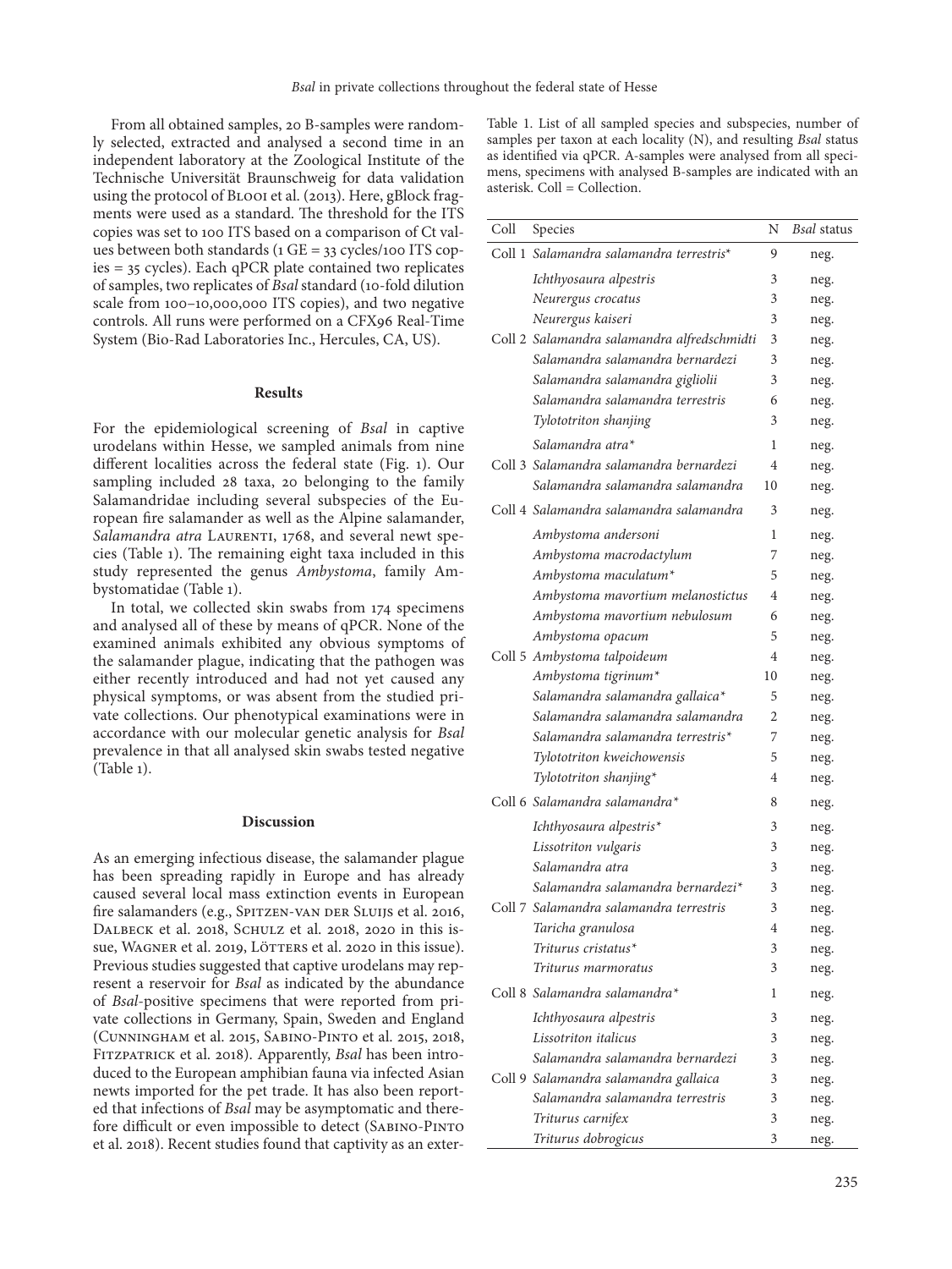From all obtained samples, 20 B-samples were randomly selected, extracted and analysed a second time in an independent laboratory at the Zoological Institute of the Technische Universität Braunschweig for data validation using the protocol of Blooi et al. (2013). Here, gBlock fragments were used as a standard. The threshold for the ITS copies was set to 100 ITS based on a comparison of Ct values between both standards (1 GE = 33 cycles/100 ITS copies = 35 cycles). Each qPCR plate contained two replicates of samples, two replicates of *Bsal* standard (10-fold dilution scale from 100–10,000,000 ITS copies), and two negative controls. All runs were performed on a CFX96 Real-Time System (Bio-Rad Laboratories Inc., Hercules, CA, US).

## Results

For the epidemiological screening of *Bsal* in captive urodelans within Hesse, we sampled animals from nine different localities across the federal state (Fig. 1). Our sampling included 28 taxa, 20 belonging to the family Salamandridae including several subspecies of the European fire salamander as well as the Alpine salamander, *Salamandra atra* Laurenti, 1768, and several newt species (Table 1). The remaining eight taxa included in this study represented the genus *Ambystoma*, family Ambystomatidae (Table 1).

In total, we collected skin swabs from 174 specimens and analysed all of these by means of qPCR. None of the examined animals exhibited any obvious symptoms of the salamander plague, indicating that the pathogen was either recently introduced and had not yet caused any physical symptoms, or was absent from the studied private collections. Our phenotypical examinations were in accordance with our molecular genetic analysis for *Bsal* prevalence in that all analysed skin swabs tested negative (Table 1).

## Discussion

As an emerging infectious disease, the salamander plague has been spreading rapidly in Europe and has already caused several local mass extinction events in European fire salamanders (e.g., Spitzen-van der Sluijs et al. 2016, Dalbeck et al. 2018, Schulz et al. 2018, 2020 in this issue, Wagner et al. 2019, Lötters et al. 2020 in this issue). Previous studies suggested that captive urodelans may represent a reservoir for *Bsal* as indicated by the abundance of *Bsal*-positive specimens that were reported from private collections in Germany, Spain, Sweden and England (Cunningham et al. 2015, Sabino-Pinto et al. 2015, 2018, Fitzpatrick et al. 2018). Apparently, *Bsal* has been introduced to the European amphibian fauna via infected Asian newts imported for the pet trade. It has also been reported that infections of *Bsal* may be asymptomatic and therefore difficult or even impossible to detect (Sabino-Pinto et al. 2018). Recent studies found that captivity as an exter-

Table 1. List of all sampled species and subspecies, number of samples per taxon at each locality (N), and resulting *Bsal* status as identified via qPCR. A-samples were analysed from all specimens, specimens with analysed B-samples are indicated with an asterisk. Coll = Collection.

| Coll | Species | N | *Bsal* status |
|---|---|---|---|
| Coll 1 | *Salamandra salamandra terrestris** | 9 | neg. |
| | *Ichthyosaura alpestris* | 3 | neg. |
| | *Neurergus crocatus* | 3 | neg. |
| | *Neurergus kaiseri* | 3 | neg. |
| Coll 2 | *Salamandra salamandra alfredschmidti* | 3 | neg. |
| | *Salamandra salamandra bernardezi* | 3 | neg. |
| | *Salamandra salamandra gigliolii* | 3 | neg. |
| | *Salamandra salamandra terrestris* | 6 | neg. |
| | *Tylototriton shanjing* | 3 | neg. |
| | *Salamandra atra** | 1 | neg. |
| Coll 3 | *Salamandra salamandra bernardezi* | 4 | neg. |
| | *Salamandra salamandra salamandra* | 10 | neg. |
| Coll 4 | *Salamandra salamandra salamandra* | 3 | neg. |
| | *Ambystoma andersoni* | 1 | neg. |
| | *Ambystoma macrodactylum* | 7 | neg. |
| | *Ambystoma maculatum** | 5 | neg. |
| | *Ambystoma mavortium melanostictus* | 4 | neg. |
| | *Ambystoma mavortium nebulosum* | 6 | neg. |
| | *Ambystoma opacum* | 5 | neg. |
| Coll 5 | *Ambystoma talpoideum* | 4 | neg. |
| | *Ambystoma tigrinum** | 10 | neg. |
| | *Salamandra salamandra gallaica** | 5 | neg. |
| | *Salamandra salamandra salamandra* | 2 | neg. |
| | *Salamandra salamandra terrestris** | 7 | neg. |
| | *Tylototriton kweichowensis* | 5 | neg. |
| | *Tylototriton shanjing** | 4 | neg. |
| Coll 6 | *Salamandra salamandra** | 8 | neg. |
| | *Ichthyosaura alpestris** | 3 | neg. |
| | *Lissotriton vulgaris* | 3 | neg. |
| | *Salamandra atra* | 3 | neg. |
| | *Salamandra salamandra bernardezi** | 3 | neg. |
| Coll 7 | *Salamandra salamandra terrestris* | 3 | neg. |
| | *Taricha granulosa* | 4 | neg. |
| | *Triturus cristatus** | 3 | neg. |
| | *Triturus marmoratus* | 3 | neg. |
| Coll 8 | *Salamandra salamandra** | 1 | neg. |
| | *Ichthyosaura alpestris* | 3 | neg. |
| | *Lissotriton italicus* | 3 | neg. |
| | *Salamandra salamandra bernardezi* | 3 | neg. |
| Coll 9 | *Salamandra salamandra gallaica* | 3 | neg. |
| | *Salamandra salamandra terrestris* | 3 | neg. |
| | *Triturus carnifex* | 3 | neg. |
| | *Triturus dobrogicus* | 3 | neg. |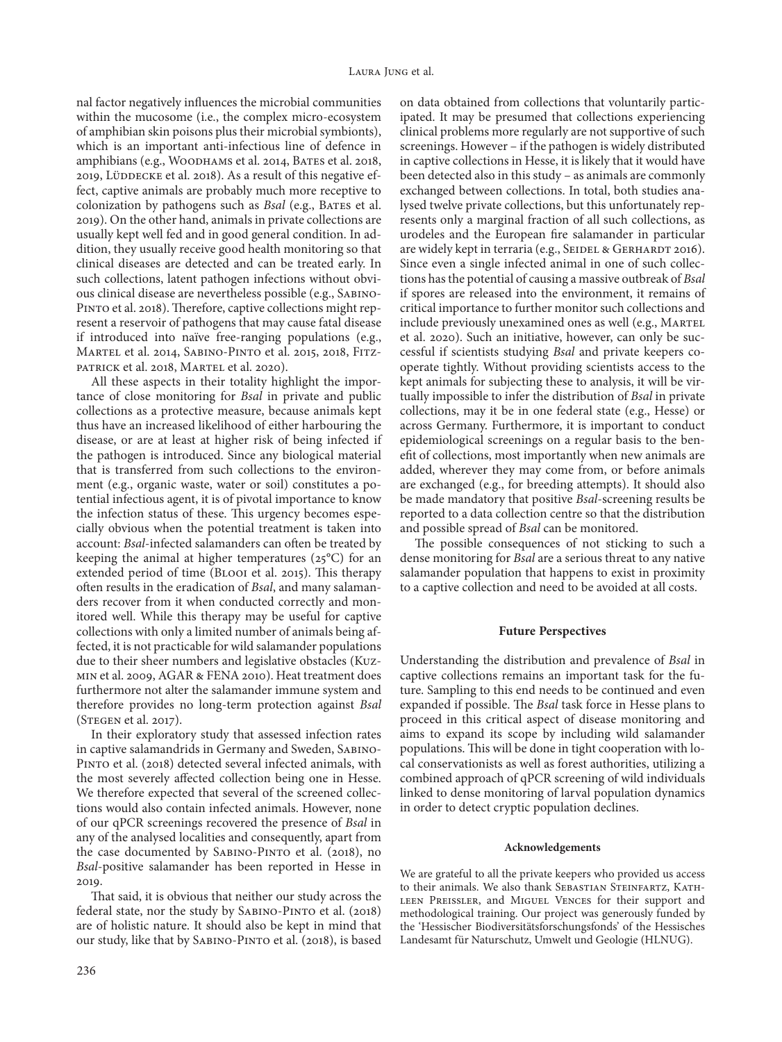nal factor negatively influences the microbial communities within the mucosome (i.e., the complex micro-ecosystem of amphibian skin poisons plus their microbial symbionts), which is an important anti-infectious line of defence in amphibians (e.g., Woodhams et al. 2014, Bates et al. 2018, 2019, Lüddecke et al. 2018). As a result of this negative effect, captive animals are probably much more receptive to colonization by pathogens such as *Bsal* (e.g., Bates et al. 2019). On the other hand, animals in private collections are usually kept well fed and in good general condition. In addition, they usually receive good health monitoring so that clinical diseases are detected and can be treated early. In such collections, latent pathogen infections without obvious clinical disease are nevertheless possible (e.g., Sabino-Pinto et al. 2018). Therefore, captive collections might represent a reservoir of pathogens that may cause fatal disease if introduced into naïve free-ranging populations (e.g., Martel et al. 2014, Sabino-Pinto et al. 2015, 2018, Fitzpatrick et al. 2018, Martel et al. 2020).

All these aspects in their totality highlight the importance of close monitoring for *Bsal* in private and public collections as a protective measure, because animals kept thus have an increased likelihood of either harbouring the disease, or are at least at higher risk of being infected if the pathogen is introduced. Since any biological material that is transferred from such collections to the environment (e.g., organic waste, water or soil) constitutes a potential infectious agent, it is of pivotal importance to know the infection status of these. This urgency becomes especially obvious when the potential treatment is taken into account: *Bsal*-infected salamanders can often be treated by keeping the animal at higher temperatures (25°C) for an extended period of time (Blooi et al. 2015). This therapy often results in the eradication of *Bsal*, and many salamanders recover from it when conducted correctly and monitored well. While this therapy may be useful for captive collections with only a limited number of animals being affected, it is not practicable for wild salamander populations due to their sheer numbers and legislative obstacles (Kuzmin et al. 2009, AGAR & FENA 2010). Heat treatment does furthermore not alter the salamander immune system and therefore provides no long-term protection against *Bsal* (Stegen et al. 2017).

In their exploratory study that assessed infection rates in captive salamandrids in Germany and Sweden, Sabino-Pinto et al. (2018) detected several infected animals, with the most severely affected collection being one in Hesse. We therefore expected that several of the screened collections would also contain infected animals. However, none of our qPCR screenings recovered the presence of *Bsal* in any of the analysed localities and consequently, apart from the case documented by Sabino-Pinto et al. (2018), no *Bsal*-positive salamander has been reported in Hesse in 2019.

That said, it is obvious that neither our study across the federal state, nor the study by Sabino-Pinto et al. (2018) are of holistic nature. It should also be kept in mind that our study, like that by Sabino-Pinto et al. (2018), is based on data obtained from collections that voluntarily participated. It may be presumed that collections experiencing clinical problems more regularly are not supportive of such screenings. However – if the pathogen is widely distributed in captive collections in Hesse, it is likely that it would have been detected also in this study – as animals are commonly exchanged between collections. In total, both studies analysed twelve private collections, but this unfortunately represents only a marginal fraction of all such collections, as urodeles and the European fire salamander in particular are widely kept in terraria (e.g., Seidel & Gerhardt 2016). Since even a single infected animal in one of such collections has the potential of causing a massive outbreak of *Bsal* if spores are released into the environment, it remains of critical importance to further monitor such collections and include previously unexamined ones as well (e.g., Martel et al. 2020). Such an initiative, however, can only be successful if scientists studying *Bsal* and private keepers cooperate tightly. Without providing scientists access to the kept animals for subjecting these to analysis, it will be virtually impossible to infer the distribution of *Bsal* in private collections, may it be in one federal state (e.g., Hesse) or across Germany. Furthermore, it is important to conduct epidemiological screenings on a regular basis to the benefit of collections, most importantly when new animals are added, wherever they may come from, or before animals are exchanged (e.g., for breeding attempts). It should also be made mandatory that positive *Bsal*-screening results be reported to a data collection centre so that the distribution and possible spread of *Bsal* can be monitored.

The possible consequences of not sticking to such a dense monitoring for *Bsal* are a serious threat to any native salamander population that happens to exist in proximity to a captive collection and need to be avoided at all costs.

## Future Perspectives

Understanding the distribution and prevalence of *Bsal* in captive collections remains an important task for the future. Sampling to this end needs to be continued and even expanded if possible. The *Bsal* task force in Hesse plans to proceed in this critical aspect of disease monitoring and aims to expand its scope by including wild salamander populations. This will be done in tight cooperation with local conservationists as well as forest authorities, utilizing a combined approach of qPCR screening of wild individuals linked to dense monitoring of larval population dynamics in order to detect cryptic population declines.

### Acknowledgements

We are grateful to all the private keepers who provided us access to their animals. We also thank Sebastian Steinfartz, Kathleen Preissler, and Miguel Vences for their support and methodological training. Our project was generously funded by the 'Hessischer Biodiversitätsforschungsfonds' of the Hessisches Landesamt für Naturschutz, Umwelt und Geologie (HLNUG).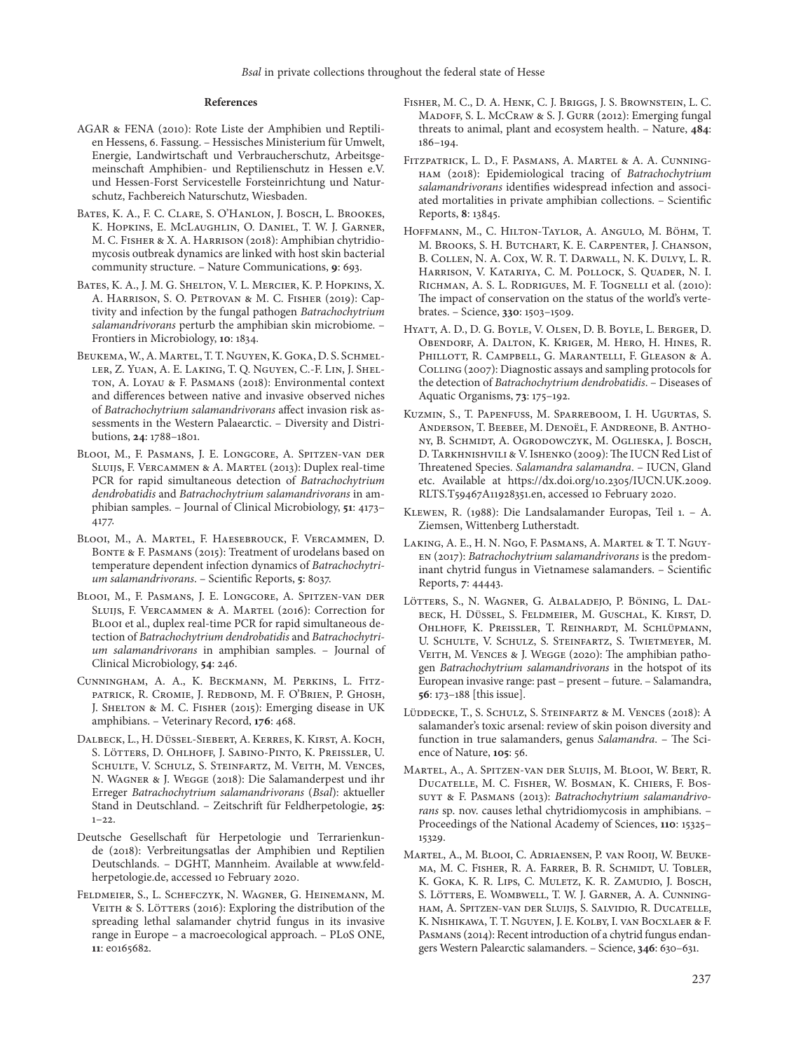## References

AGAR & FENA (2010): Rote Liste der Amphibien und Reptilien Hessens, 6. Fassung. – Hessisches Ministerium für Umwelt, Energie, Landwirtschaft und Verbraucherschutz, Arbeitsgemeinschaft Amphibien- und Reptilienschutz in Hessen e.V. und Hessen-Forst Servicestelle Forsteinrichtung und Naturschutz, Fachbereich Naturschutz, Wiesbaden.

Bates, K. A., F. C. Clare, S. O'Hanlon, J. Bosch, L. Brookes, K. Hopkins, E. McLaughlin, O. Daniel, T. W. J. Garner, M. C. Fisher & X. A. Harrison (2018): Amphibian chytridiomycosis outbreak dynamics are linked with host skin bacterial community structure. – Nature Communications, **9**: 693.

Bates, K. A., J. M. G. Shelton, V. L. Mercier, K. P. Hopkins, X. A. Harrison, S. O. Petrovan & M. C. Fisher (2019): Captivity and infection by the fungal pathogen *Batrachochytrium salamandrivorans* perturb the amphibian skin microbiome. – Frontiers in Microbiology, **10**: 1834.

Beukema, W., A. Martel, T. T. Nguyen, K. Goka, D. S. Schmeller, Z. Yuan, A. E. Laking, T. Q. Nguyen, C.-F. Lin, J. Shelton, A. Loyau & F. Pasmans (2018): Environmental context and differences between native and invasive observed niches of *Batrachochytrium salamandrivorans* affect invasion risk assessments in the Western Palaearctic. – Diversity and Distributions, **24**: 1788–1801.

Blooi, M., F. Pasmans, J. E. Longcore, A. Spitzen-van der Sluijs, F. Vercammen & A. Martel (2013): Duplex real-time PCR for rapid simultaneous detection of *Batrachochytrium dendrobatidis* and *Batrachochytrium salamandrivorans* in amphibian samples. – Journal of Clinical Microbiology, **51**: 4173–4177.

Blooi, M., A. Martel, F. Haesebrouck, F. Vercammen, D. Bonte & F. Pasmans (2015): Treatment of urodelans based on temperature dependent infection dynamics of *Batrachochytrium salamandrivorans*. – Scientific Reports, **5**: 8037.

Blooi, M., F. Pasmans, J. E. Longcore, A. Spitzen-van der Sluijs, F. Vercammen & A. Martel (2016): Correction for Blooi et al., duplex real-time PCR for rapid simultaneous detection of *Batrachochytrium dendrobatidis* and *Batrachochytrium salamandrivorans* in amphibian samples. – Journal of Clinical Microbiology, **54**: 246.

Cunningham, A. A., K. Beckmann, M. Perkins, L. Fitzpatrick, R. Cromie, J. Redbond, M. F. O'Brien, P. Ghosh, J. Shelton & M. C. Fisher (2015): Emerging disease in UK amphibians. – Veterinary Record, **176**: 468.

Dalbeck, L., H. Düssel-Siebert, A. Kerres, K. Kirst, A. Koch, S. Lötters, D. Ohlhoff, J. Sabino-Pinto, K. Preissler, U. Schulte, V. Schulz, S. Steinfartz, M. Veith, M. Vences, N. Wagner & J. Wegge (2018): Die Salamanderpest und ihr Erreger *Batrachochytrium salamandrivorans* (*Bsal*): aktueller Stand in Deutschland. – Zeitschrift für Feldherpetologie, **25**: 1–22.

Deutsche Gesellschaft für Herpetologie und Terrarienkunde (2018): Verbreitungsatlas der Amphibien und Reptilien Deutschlands. – DGHT, Mannheim. Available at www.feldherpetologie.de, accessed 10 February 2020.

Feldmeier, S., L. Schefczyk, N. Wagner, G. Heinemann, M. Veith & S. Lötters (2016): Exploring the distribution of the spreading lethal salamander chytrid fungus in its invasive range in Europe – a macroecological approach. – PLoS ONE, **11**: e0165682.

Fisher, M. C., D. A. Henk, C. J. Briggs, J. S. Brownstein, L. C. Madoff, S. L. McCraw & S. J. Gurr (2012): Emerging fungal threats to animal, plant and ecosystem health. – Nature, **484**: 186–194.

Fitzpatrick, L. D., F. Pasmans, A. Martel & A. A. Cunningham (2018): Epidemiological tracing of *Batrachochytrium salamandrivorans* identifies widespread infection and associated mortalities in private amphibian collections. – Scientific Reports, **8**: 13845.

Hoffmann, M., C. Hilton-Taylor, A. Angulo, M. Böhm, T. M. Brooks, S. H. Butchart, K. E. Carpenter, J. Chanson, B. Collen, N. A. Cox, W. R. T. Darwall, N. K. Dulvy, L. R. Harrison, V. Katariya, C. M. Pollock, S. Quader, N. I. Richman, A. S. L. Rodrigues, M. F. Tognelli et al. (2010): The impact of conservation on the status of the world's vertebrates. – Science, **330**: 1503–1509.

Hyatt, A. D., D. G. Boyle, V. Olsen, D. B. Boyle, L. Berger, D. Obendorf, A. Dalton, K. Kriger, M. Hero, H. Hines, R. Phillott, R. Campbell, G. Marantelli, F. Gleason & A. Colling (2007): Diagnostic assays and sampling protocols for the detection of *Batrachochytrium dendrobatidis*. – Diseases of Aquatic Organisms, **73**: 175–192.

Kuzmin, S., T. Papenfuss, M. Sparreboom, I. H. Ugurtas, S. Anderson, T. Beebee, M. Denoël, F. Andreone, B. Anthony, B. Schmidt, A. Ogrodowczyk, M. Oglieska, J. Bosch, D. Tarkhnishvili & V. Ishenko (2009): The IUCN Red List of Threatened Species. *Salamandra salamandra*. – IUCN, Gland etc. Available at https://dx.doi.org/10.2305/IUCN.UK.2009.RLTS.T59467A11928351.en, accessed 10 February 2020.

Klewen, R. (1988): Die Landsalamander Europas, Teil 1. – A. Ziemsen, Wittenberg Lutherstadt.

Laking, A. E., H. N. Ngo, F. Pasmans, A. Martel & T. T. Nguyen (2017): *Batrachochytrium salamandrivorans* is the predominant chytrid fungus in Vietnamese salamanders. – Scientific Reports, **7**: 44443.

Lötters, S., N. Wagner, G. Albaladejo, P. Böning, L. Dalbeck, H. Düssel, S. Feldmeier, M. Guschal, K. Kirst, D. Ohlhoff, K. Preissler, T. Reinhardt, M. Schlüpmann, U. Schulte, V. Schulz, S. Steinfartz, S. Twietmeyer, M. Veith, M. Vences & J. Wegge (2020): The amphibian pathogen *Batrachochytrium salamandrivorans* in the hotspot of its European invasive range: past – present – future. – Salamandra, **56**: 173–188 [this issue].

Lüddecke, T., S. Schulz, S. Steinfartz & M. Vences (2018): A salamander's toxic arsenal: review of skin poison diversity and function in true salamanders, genus *Salamandra*. – The Science of Nature, **105**: 56.

Martel, A., A. Spitzen-van der Sluijs, M. Blooi, W. Bert, R. Ducatelle, M. C. Fisher, W. Bosman, K. Chiers, F. Bossuyt & F. Pasmans (2013): *Batrachochytrium salamandrivorans* sp. nov. causes lethal chytridiomycosis in amphibians. – Proceedings of the National Academy of Sciences, **110**: 15325–15329.

Martel, A., M. Blooi, C. Adriaensen, P. van Rooij, W. Beukema, M. C. Fisher, R. A. Farrer, B. R. Schmidt, U. Tobler, K. Goka, K. R. Lips, C. Muletz, K. R. Zamudio, J. Bosch, S. Lötters, E. Wombwell, T. W. J. Garner, A. A. Cunningham, A. Spitzen-van der Sluijs, S. Salvidio, R. Ducatelle, K. Nishikawa, T. T. Nguyen, J. E. Kolby, I. van Bocxlaer & F. Pasmans (2014): Recent introduction of a chytrid fungus endangers Western Palearctic salamanders. – Science, **346**: 630–631.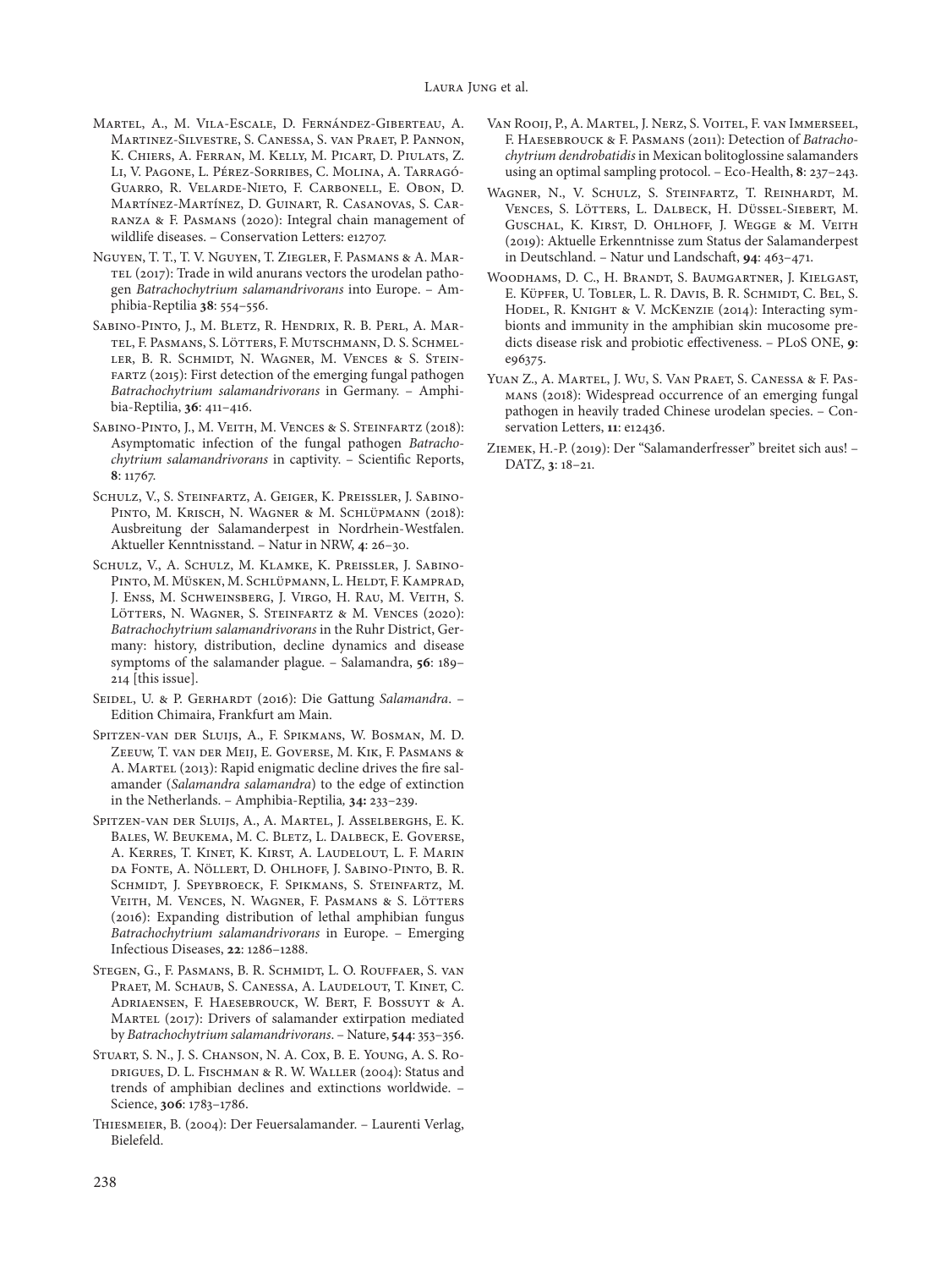Martel, A., M. Vila-Escale, D. Fernández-Giberteau, A. Martinez-Silvestre, S. Canessa, S. van Praet, P. Pannon, K. Chiers, A. Ferran, M. Kelly, M. Picart, D. Piulats, Z. Li, V. Pagone, L. Pérez-Sorribes, C. Molina, A. Tarragó-Guarro, R. Velarde-Nieto, F. Carbonell, E. Obon, D. Martínez-Martínez, D. Guinart, R. Casanovas, S. Carranza & F. Pasmans (2020): Integral chain management of wildlife diseases. – Conservation Letters: e12707.

Nguyen, T. T., T. V. Nguyen, T. Ziegler, F. Pasmans & A. Martel (2017): Trade in wild anurans vectors the urodelan pathogen *Batrachochytrium salamandrivorans* into Europe. – Amphibia-Reptilia **38**: 554–556.

Sabino-Pinto, J., M. Bletz, R. Hendrix, R. B. Perl, A. Martel, F. Pasmans, S. Lötters, F. Mutschmann, D. S. Schmeller, B. R. Schmidt, N. Wagner, M. Vences & S. Steinfartz (2015): First detection of the emerging fungal pathogen *Batrachochytrium salamandrivorans* in Germany. – Amphibia-Reptilia, **36**: 411–416.

Sabino-Pinto, J., M. Veith, M. Vences & S. Steinfartz (2018): Asymptomatic infection of the fungal pathogen *Batrachochytrium salamandrivorans* in captivity. – Scientific Reports, **8**: 11767.

Schulz, V., S. Steinfartz, A. Geiger, K. Preissler, J. Sabino-Pinto, M. Krisch, N. Wagner & M. Schlüpmann (2018): Ausbreitung der Salamanderpest in Nordrhein-Westfalen. Aktueller Kenntnisstand. – Natur in NRW, **4**: 26–30.

Schulz, V., A. Schulz, M. Klamke, K. Preissler, J. Sabino-Pinto, M. Müsken, M. Schlüpmann, L. Heldt, F. Kamprad, J. Enss, M. Schweinsberg, J. Virgo, H. Rau, M. Veith, S. Lötters, N. Wagner, S. Steinfartz & M. Vences (2020): *Batrachochytrium salamandrivorans* in the Ruhr District, Germany: history, distribution, decline dynamics and disease symptoms of the salamander plague. – Salamandra, **56**: 189–214 [this issue].

Seidel, U. & P. Gerhardt (2016): Die Gattung *Salamandra*. – Edition Chimaira, Frankfurt am Main.

Spitzen-van der Sluijs, A., F. Spikmans, W. Bosman, M. D. Zeeuw, T. van der Meij, E. Goverse, M. Kik, F. Pasmans & A. Martel (2013): Rapid enigmatic decline drives the fire salamander (*Salamandra salamandra*) to the edge of extinction in the Netherlands. – Amphibia-Reptilia, **34:** 233–239.

Spitzen-van der Sluijs, A., A. Martel, J. Asselberghs, E. K. Bales, W. Beukema, M. C. Bletz, L. Dalbeck, E. Goverse, A. Kerres, T. Kinet, K. Kirst, A. Laudelout, L. F. Marin da Fonte, A. Nöllert, D. Ohlhoff, J. Sabino-Pinto, B. R. Schmidt, J. Speybroeck, F. Spikmans, S. Steinfartz, M. Veith, M. Vences, N. Wagner, F. Pasmans & S. Lötters (2016): Expanding distribution of lethal amphibian fungus *Batrachochytrium salamandrivorans* in Europe. – Emerging Infectious Diseases, **22**: 1286–1288.

Stegen, G., F. Pasmans, B. R. Schmidt, L. O. Rouffaer, S. van Praet, M. Schaub, S. Canessa, A. Laudelout, T. Kinet, C. Adriaensen, F. Haesebrouck, W. Bert, F. Bossuyt & A. Martel (2017): Drivers of salamander extirpation mediated by *Batrachochytrium salamandrivorans*. – Nature, **544**: 353–356.

Stuart, S. N., J. S. Chanson, N. A. Cox, B. E. Young, A. S. Rodrigues, D. L. Fischman & R. W. Waller (2004): Status and trends of amphibian declines and extinctions worldwide. – Science, **306**: 1783–1786.

Thiesmeier, B. (2004): Der Feuersalamander. – Laurenti Verlag, Bielefeld.

Van Rooij, P., A. Martel, J. Nerz, S. Voitel, F. van Immerseel, F. Haesebrouck & F. Pasmans (2011): Detection of *Batrachochytrium dendrobatidis* in Mexican bolitoglossine salamanders using an optimal sampling protocol. – Eco-Health, **8**: 237–243.

Wagner, N., V. Schulz, S. Steinfartz, T. Reinhardt, M. Vences, S. Lötters, L. Dalbeck, H. Düssel-Siebert, M. Guschal, K. Kirst, D. Ohlhoff, J. Wegge & M. Veith (2019): Aktuelle Erkenntnisse zum Status der Salamanderpest in Deutschland. – Natur und Landschaft, **94**: 463–471.

Woodhams, D. C., H. Brandt, S. Baumgartner, J. Kielgast, E. Küpfer, U. Tobler, L. R. Davis, B. R. Schmidt, C. Bel, S. Hodel, R. Knight & V. McKenzie (2014): Interacting symbionts and immunity in the amphibian skin mucosome predicts disease risk and probiotic effectiveness. – PLoS ONE, **9**: e96375.

Yuan Z., A. Martel, J. Wu, S. Van Praet, S. Canessa & F. Pasmans (2018): Widespread occurrence of an emerging fungal pathogen in heavily traded Chinese urodelan species. – Conservation Letters, **11**: e12436.

Ziemek, H.-P. (2019): Der "Salamanderfresser" breitet sich aus! – DATZ, **3**: 18–21.